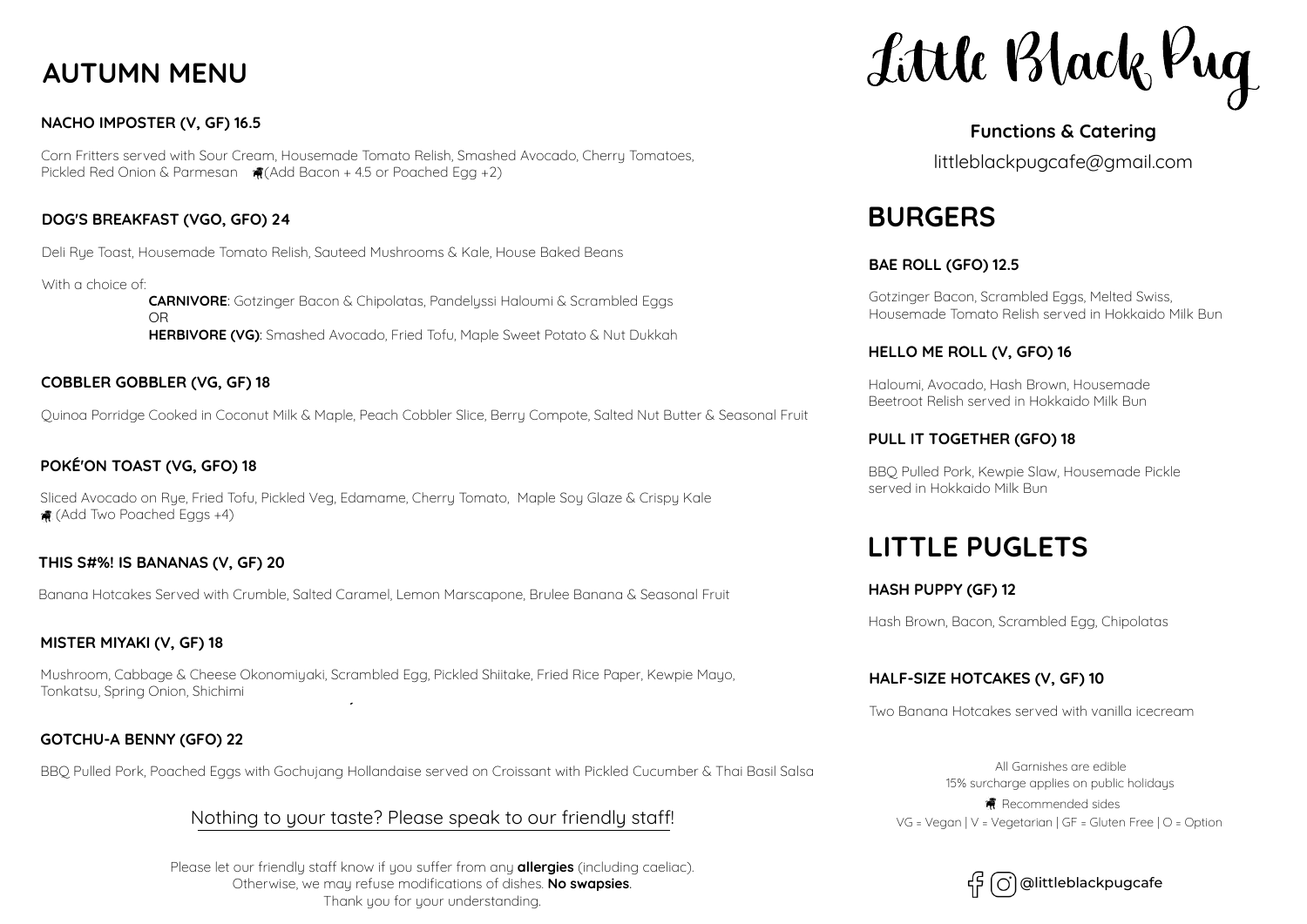# AUTUMN MENU

### NACHO IMPOSTER (V, GF) 16.5

Corn Fritters served with Sour Cream, Housemade Tomato Relish, Smashed Avocado, Cherry Tomatoes, Pickled Red Onion & Parmesan (Add Bacon + 4.5 or Poached Egg +2)

### DOG'S BREAKFAST (VGO, GFO) 24

Deli Rye Toast, Housemade Tomato Relish, Sauteed Mushrooms & Kale, House Baked Beans

With a choice of:

**CARNIVORE**: Gotzinger Bacon & Chipolatas, Pandelyssi Haloumi & Scrambled Eggs
OR
**HERBIVORE (VG)**: Smashed Avocado, Fried Tofu, Maple Sweet Potato & Nut Dukkah

### COBBLER GOBBLER (VG, GF) 18

Quinoa Porridge Cooked in Coconut Milk & Maple, Peach Cobbler Slice, Berry Compote, Salted Nut Butter & Seasonal Fruit

### POKÉ'ON TOAST (VG, GFO) 18

Sliced Avocado on Rye, Fried Tofu, Pickled Veg, Edamame, Cherry Tomato, Maple Soy Glaze & Crispy Kale
(Add Two Poached Eggs +4)

### THIS S#%! IS BANANAS (V, GF) 20

Banana Hotcakes Served with Crumble, Salted Caramel, Lemon Marscapone, Brulee Banana & Seasonal Fruit

### MISTER MIYAKI (V, GF) 18

Mushroom, Cabbage & Cheese Okonomiyaki, Scrambled Egg, Pickled Shiitake, Fried Rice Paper, Kewpie Mayo, Tonkatsu, Spring Onion, Shichimi

### GOTCHU-A BENNY (GFO) 22

BBQ Pulled Pork, Poached Eggs with Gochujang Hollandaise served on Croissant with Pickled Cucumber & Thai Basil Salsa

Nothing to your taste? Please speak to our friendly staff!

Please let our friendly staff know if you suffer from any **allergies** (including caeliac).
Otherwise, we may refuse modifications of dishes. **No swapsies**.
Thank you for your understanding.

# Little Black Pug

**Functions & Catering**
littleblackpugcafe@gmail.com

## BURGERS

### BAE ROLL (GFO) 12.5

Gotzinger Bacon, Scrambled Eggs, Melted Swiss, Housemade Tomato Relish served in Hokkaido Milk Bun

### HELLO ME ROLL (V, GFO) 16

Haloumi, Avocado, Hash Brown, Housemade Beetroot Relish served in Hokkaido Milk Bun

### PULL IT TOGETHER (GFO) 18

BBQ Pulled Pork, Kewpie Slaw, Housemade Pickle served in Hokkaido Milk Bun

## LITTLE PUGLETS

### HASH PUPPY (GF) 12

Hash Brown, Bacon, Scrambled Egg, Chipolatas

### HALF-SIZE HOTCAKES (V, GF) 10

Two Banana Hotcakes served with vanilla icecream

All Garnishes are edible
15% surcharge applies on public holidays
Recommended sides
VG = Vegan | V = Vegetarian | GF = Gluten Free | O = Option

@littleblackpugcafe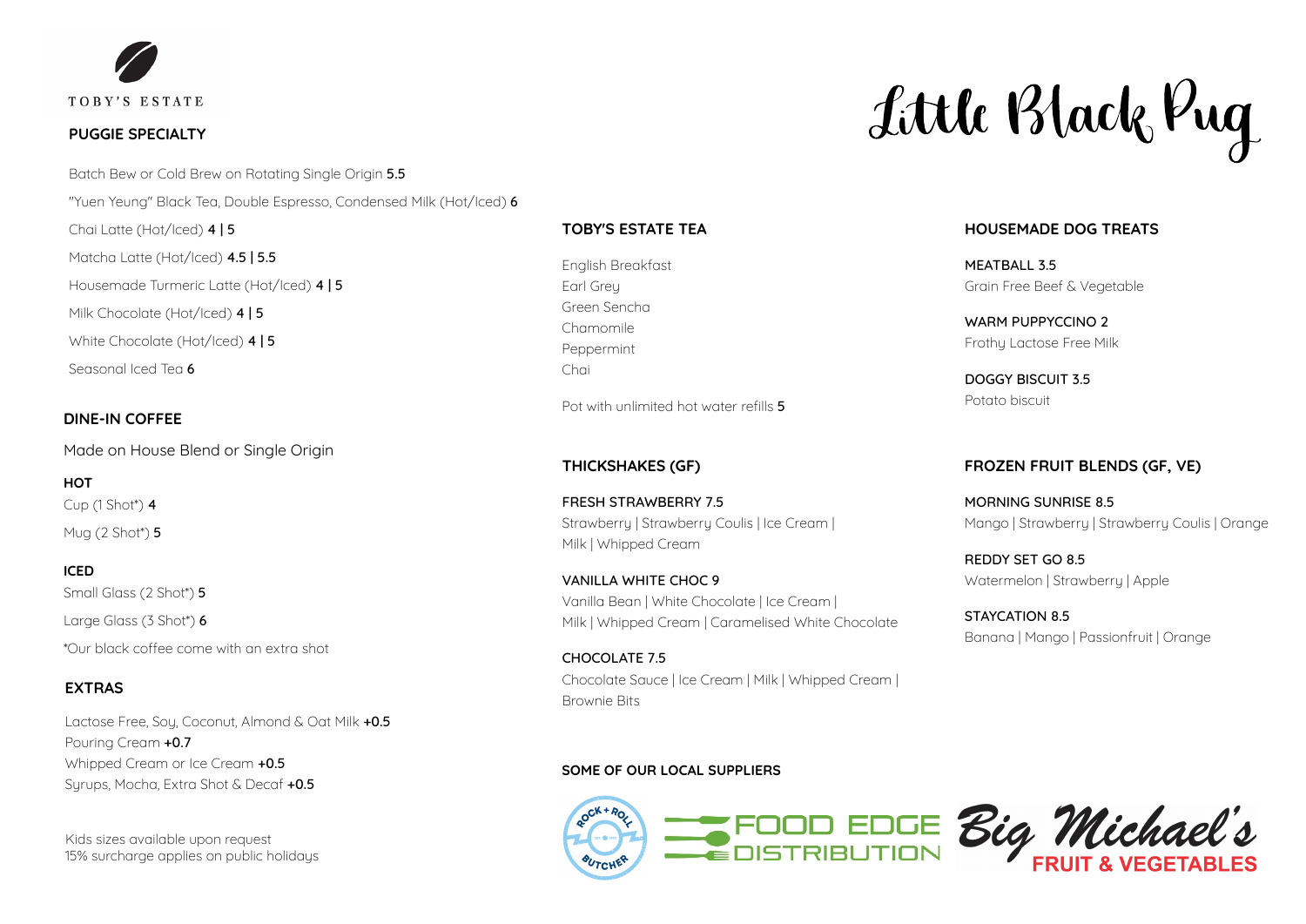TOBY'S ESTATE

# Little Black Pug

## PUGGIE SPECIALTY

Batch Bew or Cold Brew on Rotating Single Origin **5.5**

"Yuen Yeung" Black Tea, Double Espresso, Condensed Milk (Hot/Iced) **6**

Chai Latte (Hot/Iced) **4 | 5**

Matcha Latte (Hot/Iced) **4.5 | 5.5**

Housemade Turmeric Latte (Hot/Iced) **4 | 5**

Milk Chocolate (Hot/Iced) **4 | 5**

White Chocolate (Hot/Iced) **4 | 5**

Seasonal Iced Tea **6**

## DINE-IN COFFEE

Made on House Blend or Single Origin

**HOT**

Cup (1 Shot*) **4**

Mug (2 Shot*) **5**

**ICED**

Small Glass (2 Shot*) **5**

Large Glass (3 Shot*) **6**

*Our black coffee come with an extra shot

## EXTRAS

Lactose Free, Soy, Coconut, Almond & Oat Milk **+0.5**
Pouring Cream **+0.7**
Whipped Cream or Ice Cream **+0.5**
Syrups, Mocha, Extra Shot & Decaf **+0.5**

Kids sizes available upon request
15% surcharge applies on public holidays

## TOBY'S ESTATE TEA

English Breakfast
Earl Grey
Green Sencha
Chamomile
Peppermint
Chai

Pot with unlimited hot water refills **5**

## THICKSHAKES (GF)

**FRESH STRAWBERRY 7.5**
Strawberry | Strawberry Coulis | Ice Cream | Milk | Whipped Cream

**VANILLA WHITE CHOC 9**
Vanilla Bean | White Chocolate | Ice Cream | Milk | Whipped Cream | Caramelised White Chocolate

**CHOCOLATE 7.5**
Chocolate Sauce | Ice Cream | Milk | Whipped Cream | Brownie Bits

## HOUSEMADE DOG TREATS

**MEATBALL 3.5**
Grain Free Beef & Vegetable

**WARM PUPPYCCINO 2**
Frothy Lactose Free Milk

**DOGGY BISCUIT 3.5**
Potato biscuit

## FROZEN FRUIT BLENDS (GF, VE)

**MORNING SUNRISE 8.5**
Mango | Strawberry | Strawberry Coulis | Orange

**REDDY SET GO 8.5**
Watermelon | Strawberry | Apple

**STAYCATION 8.5**
Banana | Mango | Passionfruit | Orange

## SOME OF OUR LOCAL SUPPLIERS

Rock + Roll Butcher
FOOD EDGE DISTRIBUTION
Big Michael's FRUIT & VEGETABLES